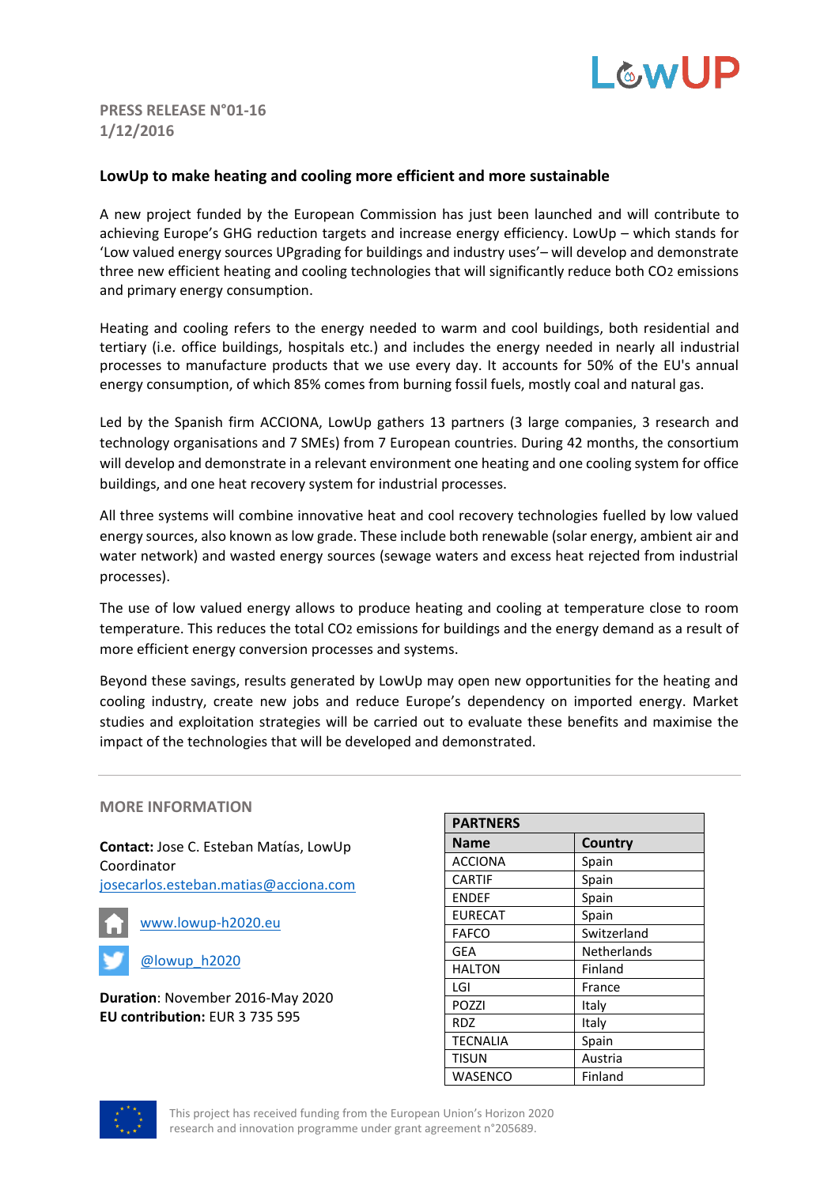**PRESS RELEASE N°01-16**
**1/12/2016**

# LowUp to make heating and cooling more efficient and more sustainable

A new project funded by the European Commission has just been launched and will contribute to achieving Europe's GHG reduction targets and increase energy efficiency. LowUp – which stands for 'Low valued energy sources UPgrading for buildings and industry uses'– will develop and demonstrate three new efficient heating and cooling technologies that will significantly reduce both $CO_2$ emissions and primary energy consumption.

Heating and cooling refers to the energy needed to warm and cool buildings, both residential and tertiary (i.e. office buildings, hospitals etc.) and includes the energy needed in nearly all industrial processes to manufacture products that we use every day. It accounts for 50% of the EU's annual energy consumption, of which 85% comes from burning fossil fuels, mostly coal and natural gas.

Led by the Spanish firm ACCIONA, LowUp gathers 13 partners (3 large companies, 3 research and technology organisations and 7 SMEs) from 7 European countries. During 42 months, the consortium will develop and demonstrate in a relevant environment one heating and one cooling system for office buildings, and one heat recovery system for industrial processes.

All three systems will combine innovative heat and cool recovery technologies fuelled by low valued energy sources, also known as low grade. These include both renewable (solar energy, ambient air and water network) and wasted energy sources (sewage waters and excess heat rejected from industrial processes).

The use of low valued energy allows to produce heating and cooling at temperature close to room temperature. This reduces the total $CO_2$ emissions for buildings and the energy demand as a result of more efficient energy conversion processes and systems.

Beyond these savings, results generated by LowUp may open new opportunities for the heating and cooling industry, create new jobs and reduce Europe's dependency on imported energy. Market studies and exploitation strategies will be carried out to evaluate these benefits and maximise the impact of the technologies that will be developed and demonstrated.

---

## MORE INFORMATION

**Contact:** Jose C. Esteban Matías, LowUp Coordinator
josecarlos.esteban.matias@acciona.com

www.lowup-h2020.eu

@lowup_h2020

**Duration**: November 2016-May 2020
**EU contribution:** EUR 3 735 595

| PARTNERS | |
|---|---|
| **Name** | **Country** |
| ACCIONA | Spain |
| CARTIF | Spain |
| ENDEF | Spain |
| EURECAT | Spain |
| FAFCO | Switzerland |
| GEA | Netherlands |
| HALTON | Finland |
| LGI | France |
| POZZI | Italy |
| RDZ | Italy |
| TECNALIA | Spain |
| TISUN | Austria |
| WASENCO | Finland |

This project has received funding from the European Union's Horizon 2020 research and innovation programme under grant agreement n°205689.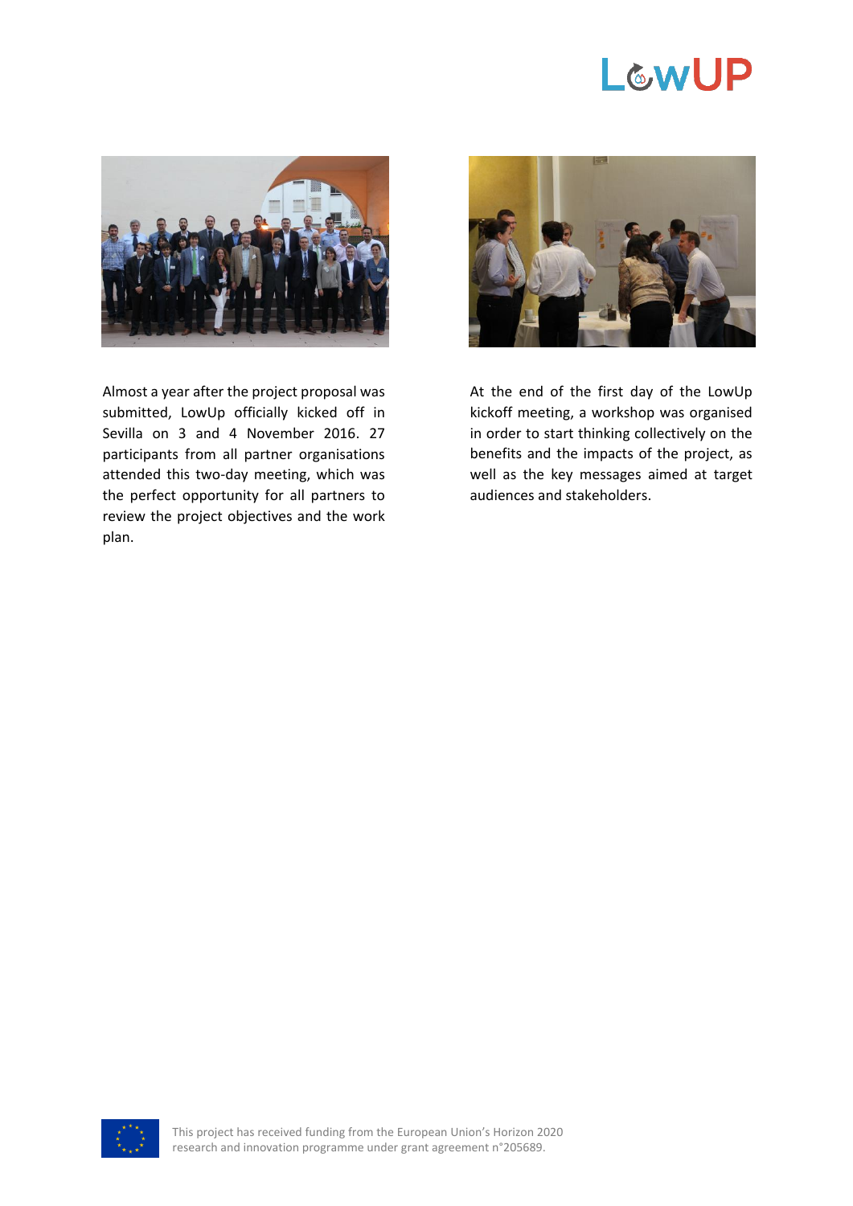Almost a year after the project proposal was submitted, LowUp officially kicked off in Sevilla on 3 and 4 November 2016. 27 participants from all partner organisations attended this two-day meeting, which was the perfect opportunity for all partners to review the project objectives and the work plan.

At the end of the first day of the LowUp kickoff meeting, a workshop was organised in order to start thinking collectively on the benefits and the impacts of the project, as well as the key messages aimed at target audiences and stakeholders.

This project has received funding from the European Union's Horizon 2020 research and innovation programme under grant agreement n°205689.